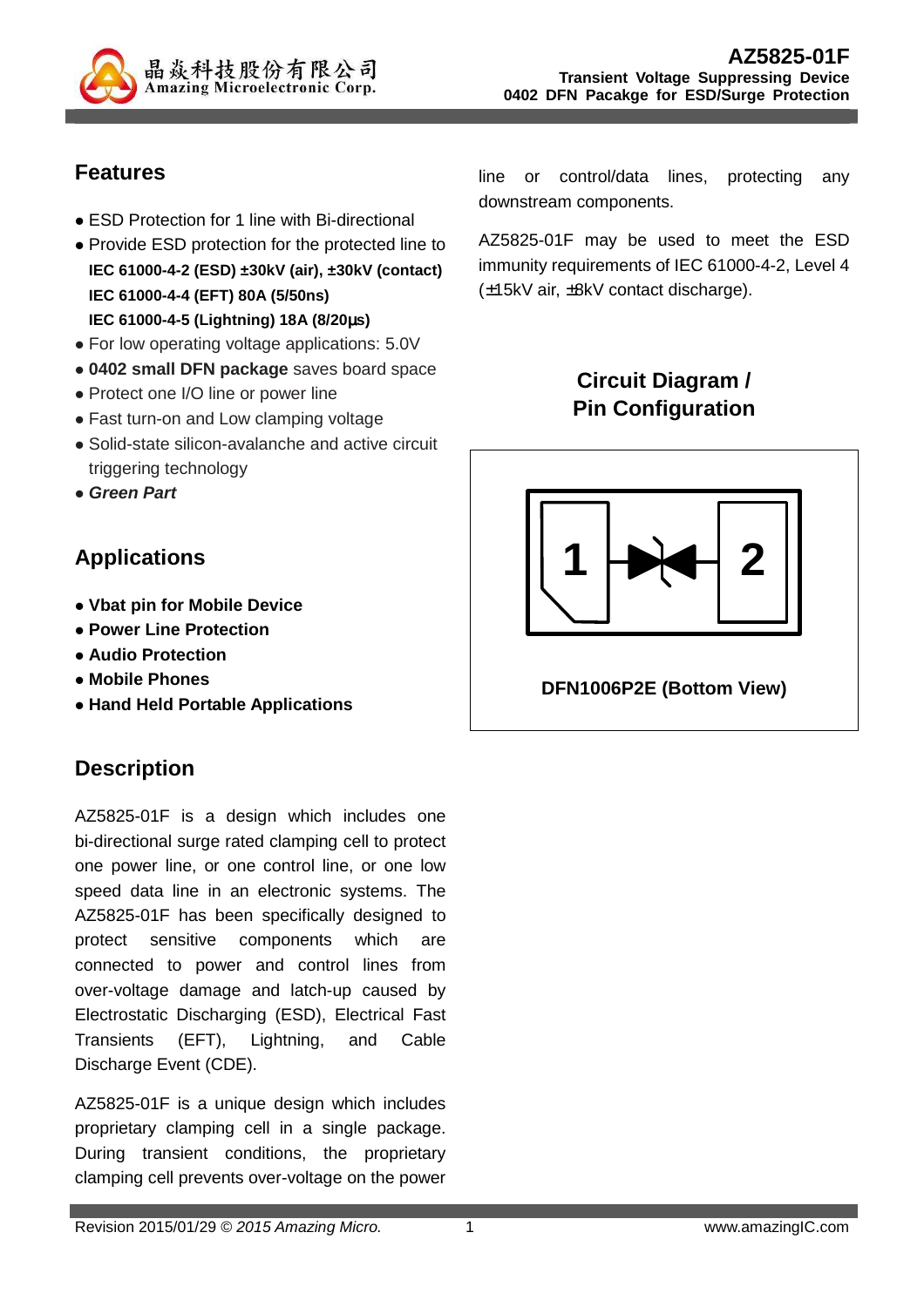# AZ5825-01F

**Transient Voltage Suppressing Device**
**0402 DFN Pacakge for ESD/Surge Protection**

## Features

- ESD Protection for 1 line with Bi-directional
- Provide ESD protection for the protected line to
  **IEC 61000-4-2 (ESD) ±30kV (air), ±30kV (contact)**
  **IEC 61000-4-4 (EFT) 80A (5/50ns)**
  **IEC 61000-4-5 (Lightning) 18A (8/20µs)**
- For low operating voltage applications: 5.0V
- **0402 small DFN package** saves board space
- Protect one I/O line or power line
- Fast turn-on and Low clamping voltage
- Solid-state silicon-avalanche and active circuit triggering technology
- ***Green Part***

## Applications

- **Vbat pin for Mobile Device**
- **Power Line Protection**
- **Audio Protection**
- **Mobile Phones**
- **Hand Held Portable Applications**

## Description

AZ5825-01F is a design which includes one bi-directional surge rated clamping cell to protect one power line, or one control line, or one low speed data line in an electronic systems. The AZ5825-01F has been specifically designed to protect sensitive components which are connected to power and control lines from over-voltage damage and latch-up caused by Electrostatic Discharging (ESD), Electrical Fast Transients (EFT), Lightning, and Cable Discharge Event (CDE).

AZ5825-01F is a unique design which includes proprietary clamping cell in a single package. During transient conditions, the proprietary clamping cell prevents over-voltage on the power line or control/data lines, protecting any downstream components.

AZ5825-01F may be used to meet the ESD immunity requirements of IEC 61000-4-2, Level 4 (±15kV air, ±8kV contact discharge).

## Circuit Diagram / Pin Configuration

1 2

DFN1006P2E (Bottom View)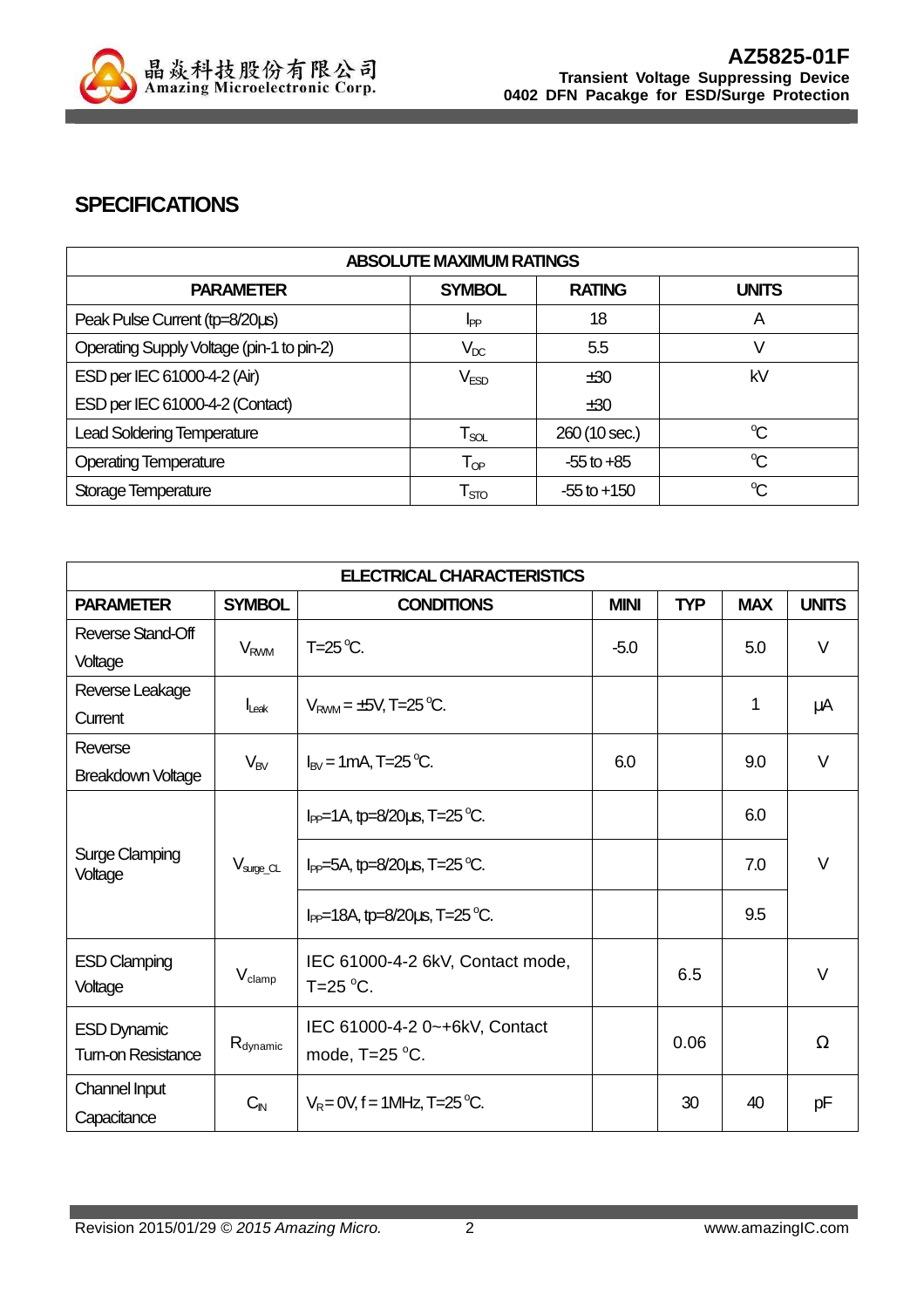## SPECIFICATIONS

| ABSOLUTE MAXIMUM RATINGS | | | |
|---|---|---|---|
| **PARAMETER** | **SYMBOL** | **RATING** | **UNITS** |
| Peak Pulse Current (tp=8/20μs) | $I_{PP}$ | 18 | A |
| Operating Supply Voltage (pin-1 to pin-2) | $V_{DC}$ | 5.5 | V |
| ESD per IEC 61000-4-2 (Air)<br>ESD per IEC 61000-4-2 (Contact) | $V_{ESD}$ | ±30<br>±30 | kV |
| Lead Soldering Temperature | $T_{SOL}$ | 260 (10 sec.) | ℃ |
| Operating Temperature | $T_{OP}$ | -55 to +85 | ℃ |
| Storage Temperature | $T_{STO}$ | -55 to +150 | ℃ |

| ELECTRICAL CHARACTERISTICS | | | | | | |
|---|---|---|---|---|---|---|
| **PARAMETER** | **SYMBOL** | **CONDITIONS** | **MINI** | **TYP** | **MAX** | **UNITS** |
| Reverse Stand-Off Voltage | $V_{RWM}$ | T=25 °C. | -5.0 | | 5.0 | V |
| Reverse Leakage Current | $I_{Leak}$ | $V_{RWM}$ = ±5V, T=25 °C. | | | 1 | μA |
| Reverse Breakdown Voltage | $V_{BV}$ | $I_{BV}$ = 1mA, T=25 °C. | 6.0 | | 9.0 | V |
| Surge Clamping Voltage | $V_{surge\_CL}$ | $I_{PP}$=1A, tp=8/20μs, T=25 °C. | | | 6.0 | V |
| | | $I_{PP}$=5A, tp=8/20μs, T=25 °C. | | | 7.0 | |
| | | $I_{PP}$=18A, tp=8/20μs, T=25 °C. | | | 9.5 | |
| ESD Clamping Voltage | $V_{clamp}$ | IEC 61000-4-2 6kV, Contact mode, T=25 °C. | | 6.5 | | V |
| ESD Dynamic Turn-on Resistance | $R_{dynamic}$ | IEC 61000-4-2 0~+6kV, Contact mode, T=25 °C. | | 0.06 | | Ω |
| Channel Input Capacitance | $C_{IN}$ | $V_R$ = 0V, f = 1MHz, T=25 °C. | | 30 | 40 | pF |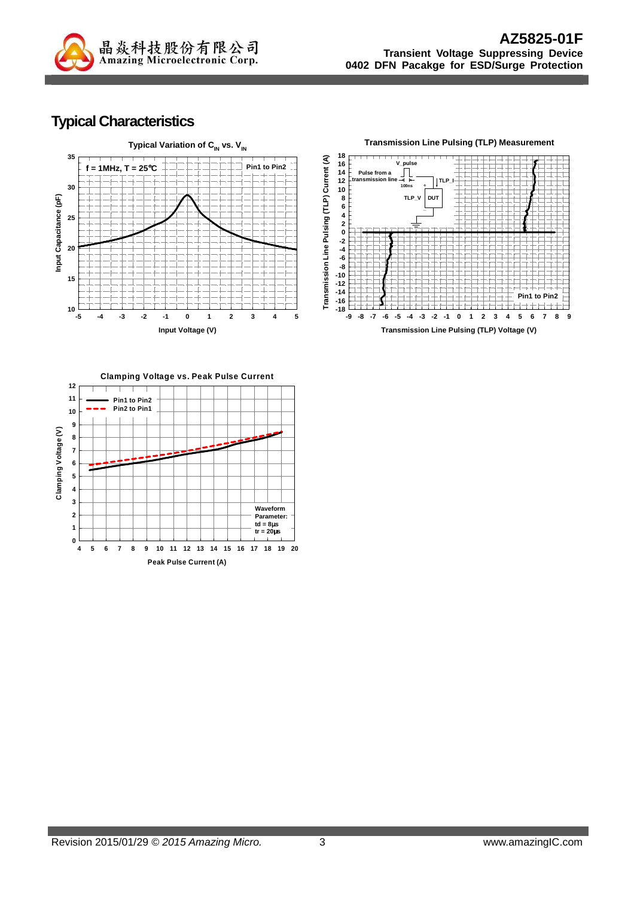## Typical Characteristics

**Typical Variation of $C_{IN}$ vs. $V_{IN}$**

f = 1MHz, T = 25°C — Pin1 to Pin2

Input Capacitance (pF) vs. Input Voltage (V)

**Transmission Line Pulsing (TLP) Measurement**

Pin1 to Pin2

Transmission Line Pulsing (TLP) Current (A) vs. Transmission Line Pulsing (TLP) Voltage (V)

**Clamping Voltage vs. Peak Pulse Current**

Pin1 to Pin2
Pin2 to Pin1

Waveform Parameter:
td = 8μs
tr = 20μs

Clamping Voltage (V) vs. Peak Pulse Current (A)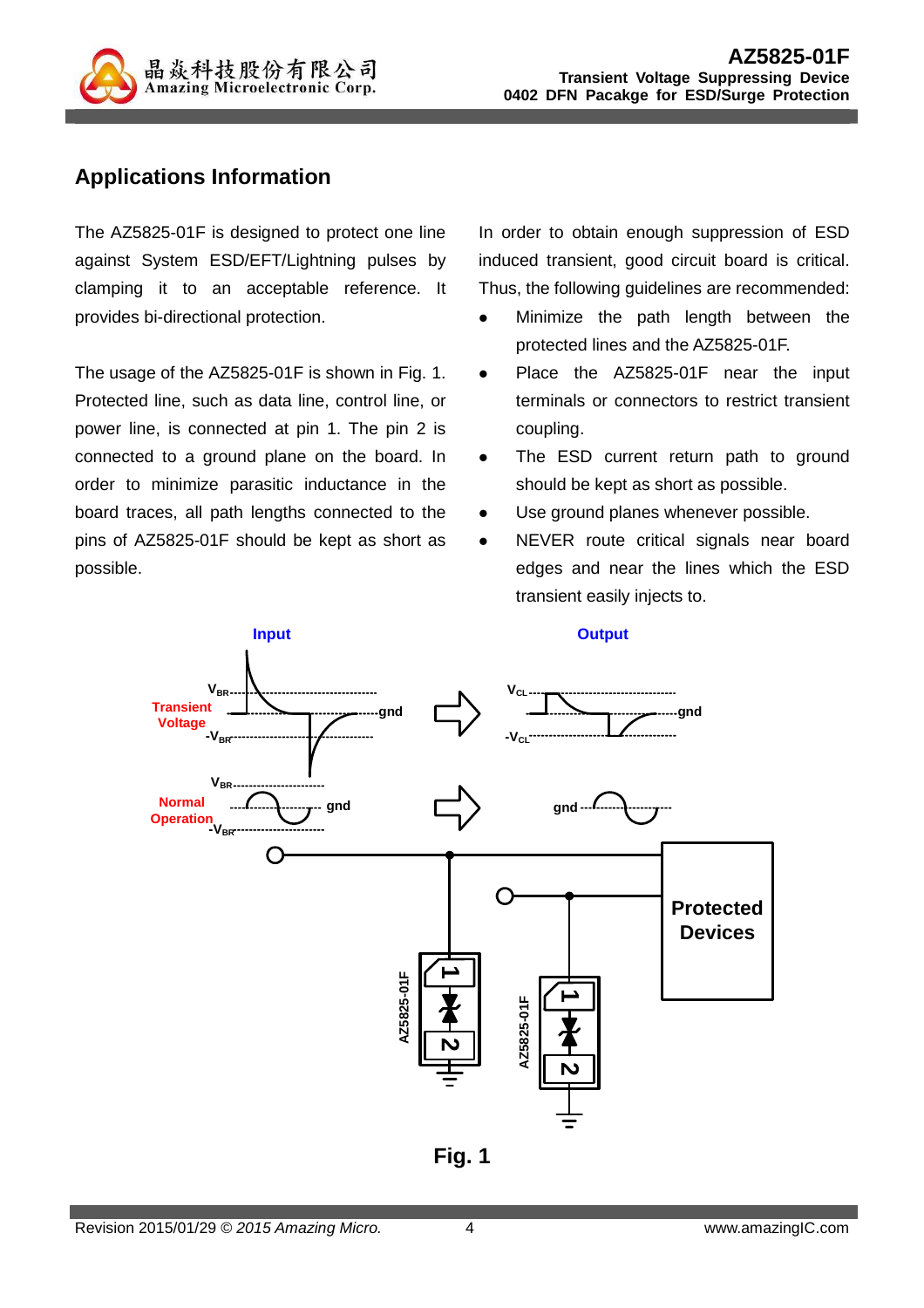## Applications Information

The AZ5825-01F is designed to protect one line against System ESD/EFT/Lightning pulses by clamping it to an acceptable reference. It provides bi-directional protection.

The usage of the AZ5825-01F is shown in Fig. 1. Protected line, such as data line, control line, or power line, is connected at pin 1. The pin 2 is connected to a ground plane on the board. In order to minimize parasitic inductance in the board traces, all path lengths connected to the pins of AZ5825-01F should be kept as short as possible.

In order to obtain enough suppression of ESD induced transient, good circuit board is critical. Thus, the following guidelines are recommended:

- Minimize the path length between the protected lines and the AZ5825-01F.
- Place the AZ5825-01F near the input terminals or connectors to restrict transient coupling.
- The ESD current return path to ground should be kept as short as possible.
- Use ground planes whenever possible.
- NEVER route critical signals near board edges and near the lines which the ESD transient easily injects to.

Fig. 1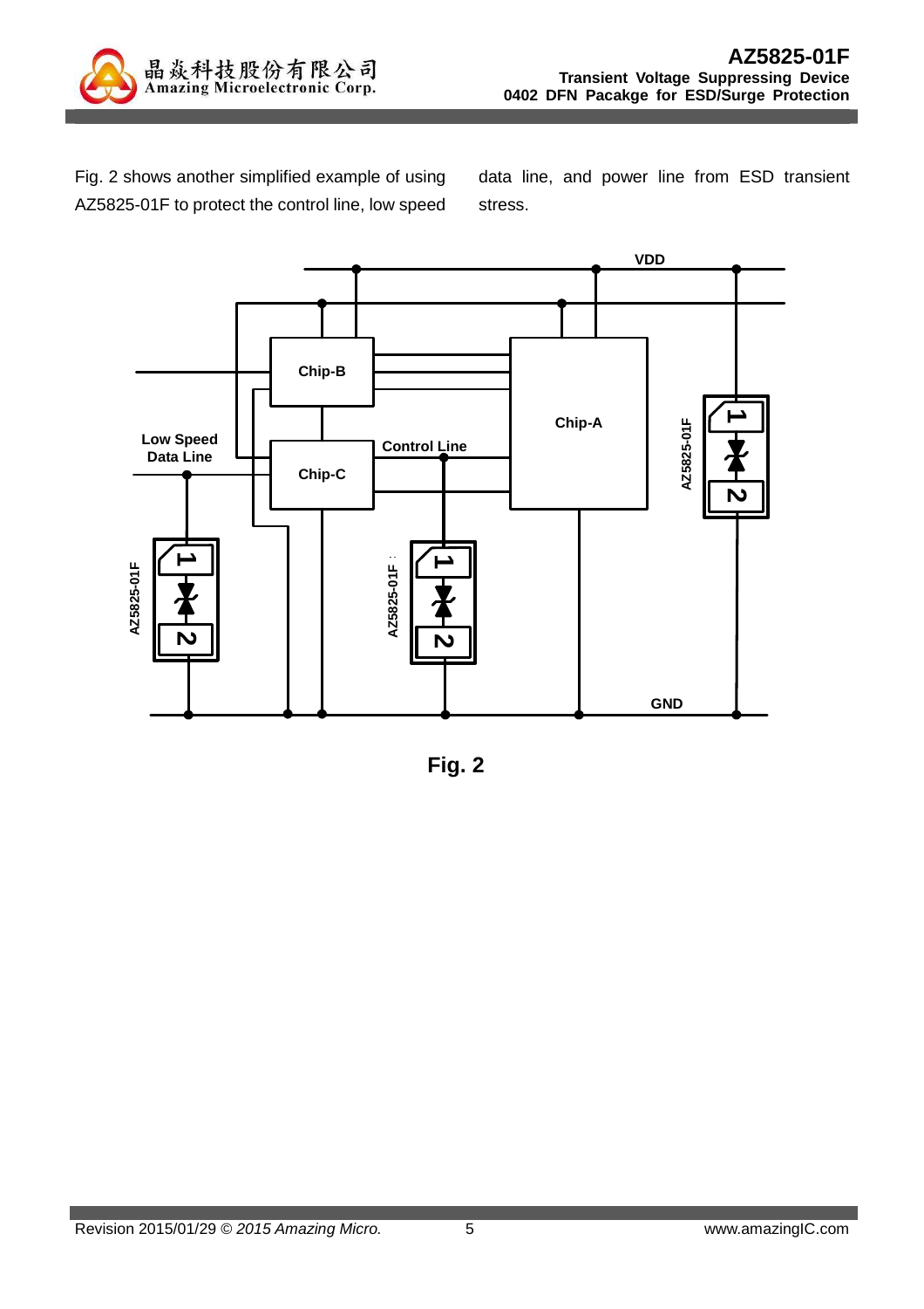Fig. 2 shows another simplified example of using AZ5825-01F to protect the control line, low speed data line, and power line from ESD transient stress.

Fig. 2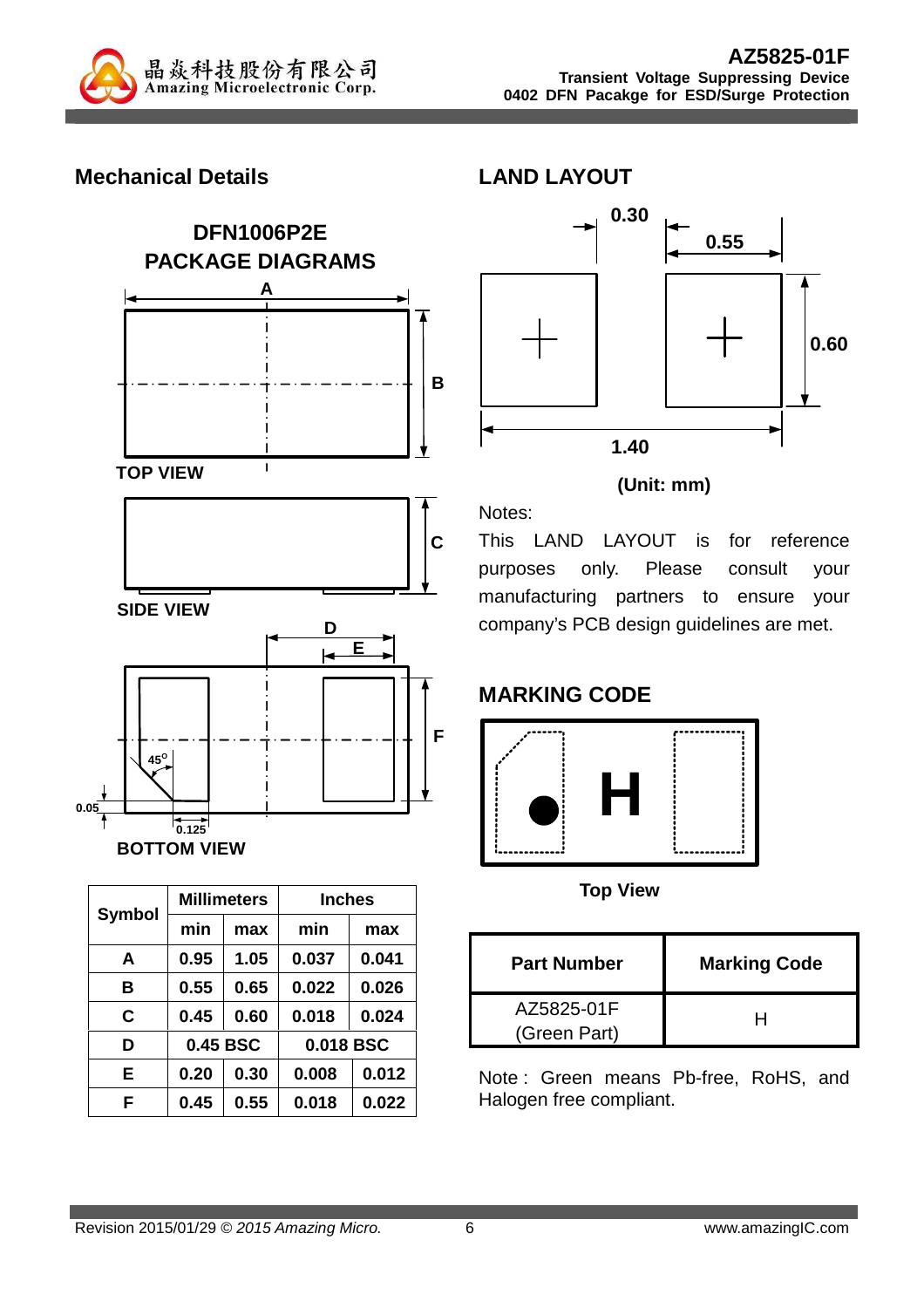## Mechanical Details

### DFN1006P2E PACKAGE DIAGRAMS

TOP VIEW

SIDE VIEW

BOTTOM VIEW

| Symbol | Millimeters | | Inches | |
|---|---|---|---|---|
| | min | max | min | max |
| A | 0.95 | 1.05 | 0.037 | 0.041 |
| B | 0.55 | 0.65 | 0.022 | 0.026 |
| C | 0.45 | 0.60 | 0.018 | 0.024 |
| D | 0.45 BSC | | 0.018 BSC | |
| E | 0.20 | 0.30 | 0.008 | 0.012 |
| F | 0.45 | 0.55 | 0.018 | 0.022 |

## LAND LAYOUT

(Unit: mm)

Notes:

This LAND LAYOUT is for reference purposes only. Please consult your manufacturing partners to ensure your company's PCB design guidelines are met.

## MARKING CODE

Top View

| Part Number | Marking Code |
|---|---|
| AZ5825-01F (Green Part) | H |

Note : Green means Pb-free, RoHS, and Halogen free compliant.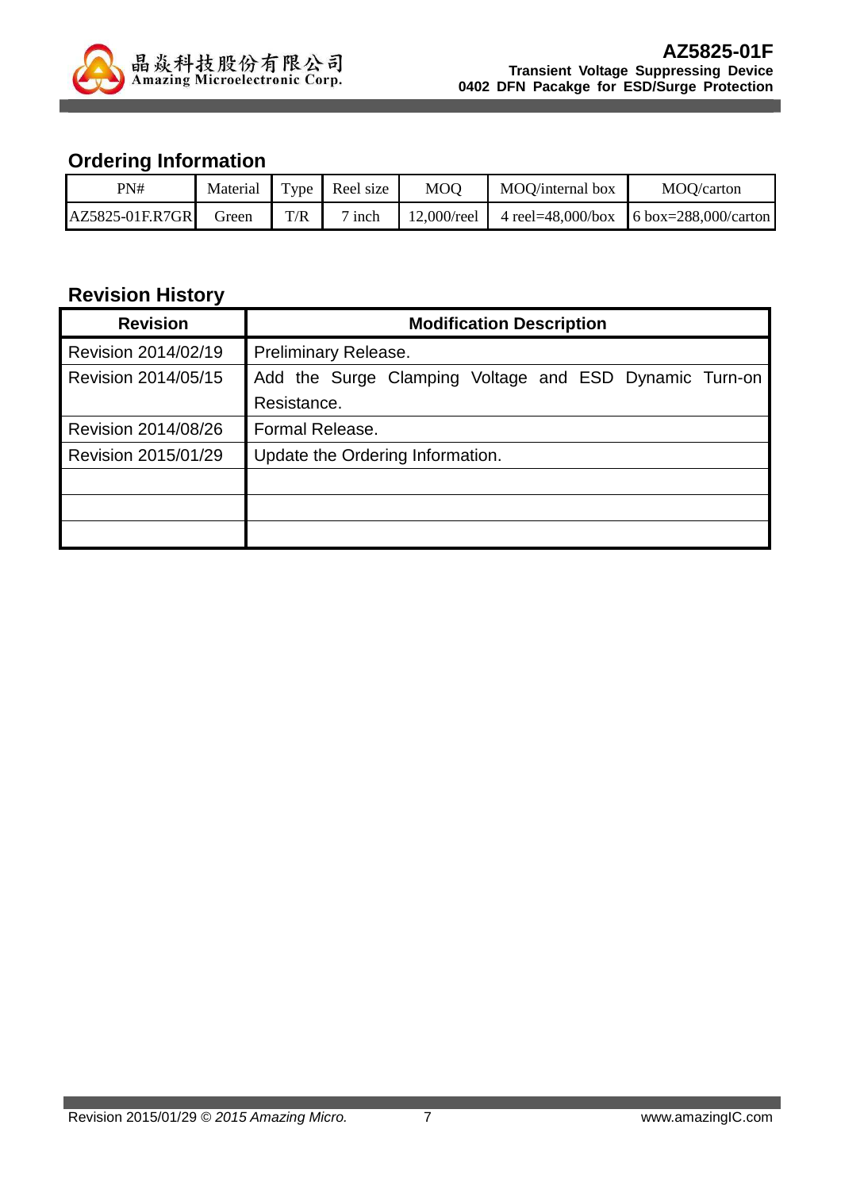## Ordering Information

| PN# | Material | Type | Reel size | MOQ | MOQ/internal box | MOQ/carton |
|---|---|---|---|---|---|---|
| AZ5825-01F.R7GR | Green | T/R | 7 inch | 12,000/reel | 4 reel=48,000/box | 6 box=288,000/carton |

## Revision History

| Revision | Modification Description |
|---|---|
| Revision 2014/02/19 | Preliminary Release. |
| Revision 2014/05/15 | Add the Surge Clamping Voltage and ESD Dynamic Turn-on Resistance. |
| Revision 2014/08/26 | Formal Release. |
| Revision 2015/01/29 | Update the Ordering Information. |
| | |
| | |
| | |